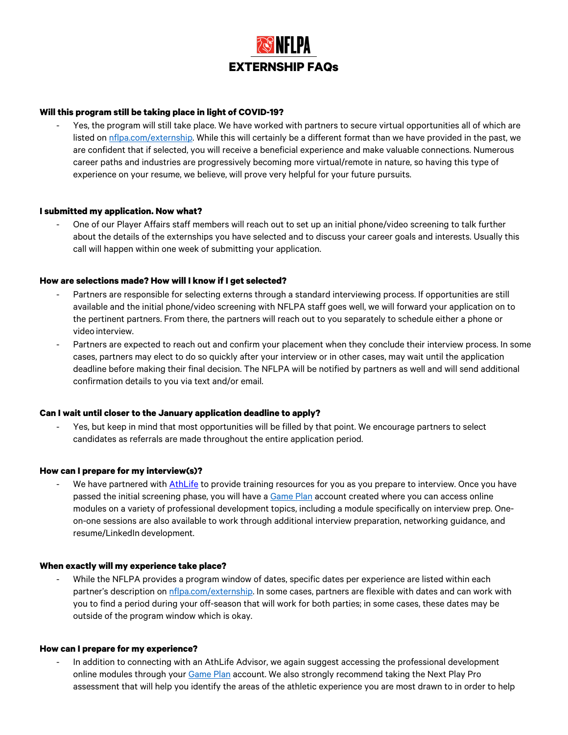# NFLPA

## EXTERNSHIP FAQs

**Will this program still be taking place in light of COVID-19?**

- Yes, the program will still take place. We have worked with partners to secure virtual opportunities all of which are listed on nflpa.com/externship. While this will certainly be a different format than we have provided in the past, we are confident that if selected, you will receive a beneficial experience and make valuable connections. Numerous career paths and industries are progressively becoming more virtual/remote in nature, so having this type of experience on your resume, we believe, will prove very helpful for your future pursuits.

**I submitted my application. Now what?**

- One of our Player Affairs staff members will reach out to set up an initial phone/video screening to talk further about the details of the externships you have selected and to discuss your career goals and interests. Usually this call will happen within one week of submitting your application.

**How are selections made? How will I know if I get selected?**

- Partners are responsible for selecting externs through a standard interviewing process. If opportunities are still available and the initial phone/video screening with NFLPA staff goes well, we will forward your application on to the pertinent partners. From there, the partners will reach out to you separately to schedule either a phone or video interview.
- Partners are expected to reach out and confirm your placement when they conclude their interview process. In some cases, partners may elect to do so quickly after your interview or in other cases, may wait until the application deadline before making their final decision. The NFLPA will be notified by partners as well and will send additional confirmation details to you via text and/or email.

**Can I wait until closer to the January application deadline to apply?**

- Yes, but keep in mind that most opportunities will be filled by that point. We encourage partners to select candidates as referrals are made throughout the entire application period.

**How can I prepare for my interview(s)?**

- We have partnered with AthLife to provide training resources for you as you prepare to interview. Once you have passed the initial screening phase, you will have a Game Plan account created where you can access online modules on a variety of professional development topics, including a module specifically on interview prep. One-on-one sessions are also available to work through additional interview preparation, networking guidance, and resume/LinkedIn development.

**When exactly will my experience take place?**

- While the NFLPA provides a program window of dates, specific dates per experience are listed within each partner's description on nflpa.com/externship. In some cases, partners are flexible with dates and can work with you to find a period during your off-season that will work for both parties; in some cases, these dates may be outside of the program window which is okay.

**How can I prepare for my experience?**

- In addition to connecting with an AthLife Advisor, we again suggest accessing the professional development online modules through your Game Plan account. We also strongly recommend taking the Next Play Pro assessment that will help you identify the areas of the athletic experience you are most drawn to in order to help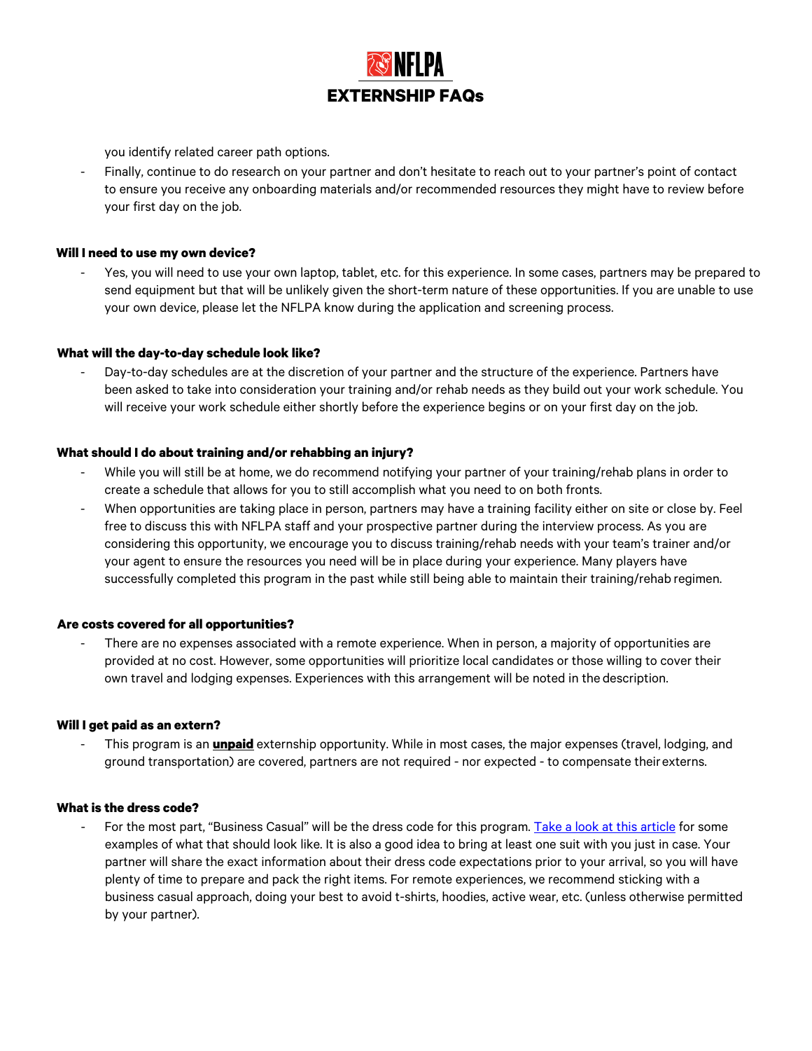you identify related career path options.
- Finally, continue to do research on your partner and don't hesitate to reach out to your partner's point of contact to ensure you receive any onboarding materials and/or recommended resources they might have to review before your first day on the job.

**Will I need to use my own device?**

- Yes, you will need to use your own laptop, tablet, etc. for this experience. In some cases, partners may be prepared to send equipment but that will be unlikely given the short-term nature of these opportunities. If you are unable to use your own device, please let the NFLPA know during the application and screening process.

**What will the day-to-day schedule look like?**

- Day-to-day schedules are at the discretion of your partner and the structure of the experience. Partners have been asked to take into consideration your training and/or rehab needs as they build out your work schedule. You will receive your work schedule either shortly before the experience begins or on your first day on the job.

**What should I do about training and/or rehabbing an injury?**

- While you will still be at home, we do recommend notifying your partner of your training/rehab plans in order to create a schedule that allows for you to still accomplish what you need to on both fronts.
- When opportunities are taking place in person, partners may have a training facility either on site or close by. Feel free to discuss this with NFLPA staff and your prospective partner during the interview process. As you are considering this opportunity, we encourage you to discuss training/rehab needs with your team's trainer and/or your agent to ensure the resources you need will be in place during your experience. Many players have successfully completed this program in the past while still being able to maintain their training/rehab regimen.

**Are costs covered for all opportunities?**

- There are no expenses associated with a remote experience. When in person, a majority of opportunities are provided at no cost. However, some opportunities will prioritize local candidates or those willing to cover their own travel and lodging expenses. Experiences with this arrangement will be noted in the description.

**Will I get paid as an extern?**

- This program is an **unpaid** externship opportunity. While in most cases, the major expenses (travel, lodging, and ground transportation) are covered, partners are not required - nor expected - to compensate their externs.

**What is the dress code?**

- For the most part, "Business Casual" will be the dress code for this program. Take a look at this article for some examples of what that should look like. It is also a good idea to bring at least one suit with you just in case. Your partner will share the exact information about their dress code expectations prior to your arrival, so you will have plenty of time to prepare and pack the right items. For remote experiences, we recommend sticking with a business casual approach, doing your best to avoid t-shirts, hoodies, active wear, etc. (unless otherwise permitted by your partner).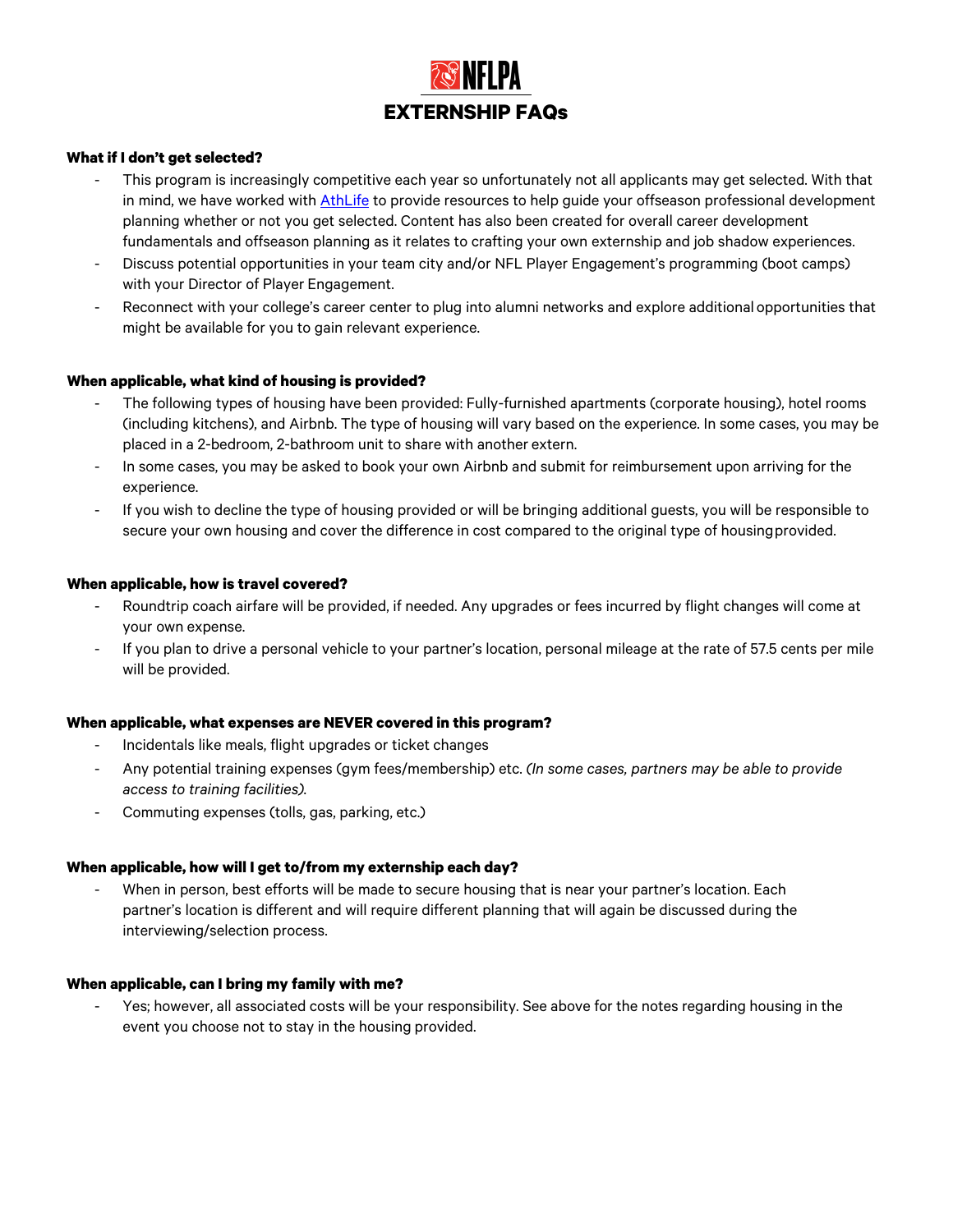# NFLPA

## EXTERNSHIP FAQs

**What if I don't get selected?**

- This program is increasingly competitive each year so unfortunately not all applicants may get selected. With that in mind, we have worked with [AthLife](AthLife) to provide resources to help guide your offseason professional development planning whether or not you get selected. Content has also been created for overall career development fundamentals and offseason planning as it relates to crafting your own externship and job shadow experiences.
- Discuss potential opportunities in your team city and/or NFL Player Engagement's programming (boot camps) with your Director of Player Engagement.
- Reconnect with your college's career center to plug into alumni networks and explore additional opportunities that might be available for you to gain relevant experience.

**When applicable, what kind of housing is provided?**

- The following types of housing have been provided: Fully-furnished apartments (corporate housing), hotel rooms (including kitchens), and Airbnb. The type of housing will vary based on the experience. In some cases, you may be placed in a 2-bedroom, 2-bathroom unit to share with another extern.
- In some cases, you may be asked to book your own Airbnb and submit for reimbursement upon arriving for the experience.
- If you wish to decline the type of housing provided or will be bringing additional guests, you will be responsible to secure your own housing and cover the difference in cost compared to the original type of housing provided.

**When applicable, how is travel covered?**

- Roundtrip coach airfare will be provided, if needed. Any upgrades or fees incurred by flight changes will come at your own expense.
- If you plan to drive a personal vehicle to your partner's location, personal mileage at the rate of 57.5 cents per mile will be provided.

**When applicable, what expenses are NEVER covered in this program?**

- Incidentals like meals, flight upgrades or ticket changes
- Any potential training expenses (gym fees/membership) etc. *(In some cases, partners may be able to provide access to training facilities).*
- Commuting expenses (tolls, gas, parking, etc.)

**When applicable, how will I get to/from my externship each day?**

- When in person, best efforts will be made to secure housing that is near your partner's location. Each partner's location is different and will require different planning that will again be discussed during the interviewing/selection process.

**When applicable, can I bring my family with me?**

- Yes; however, all associated costs will be your responsibility. See above for the notes regarding housing in the event you choose not to stay in the housing provided.